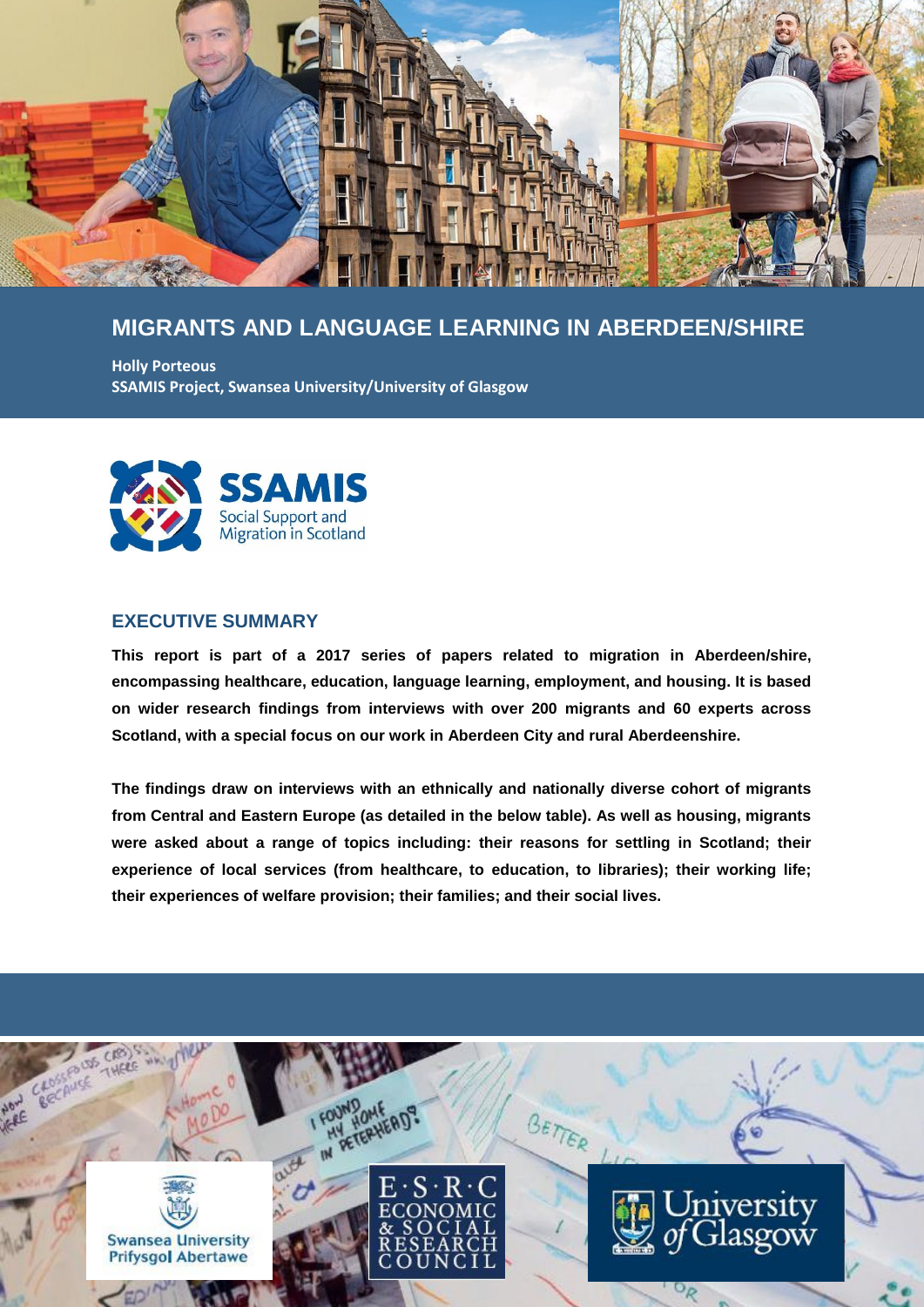# MIGRANTS AND LANGUAGE LEARNING IN ABERDEEN/SHIRE

**Holly Porteous**
**SSAMIS Project, Swansea University/University of Glasgow**

SSAMIS
Social Support and Migration in Scotland

## EXECUTIVE SUMMARY

**This report is part of a 2017 series of papers related to migration in Aberdeen/shire, encompassing healthcare, education, language learning, employment, and housing. It is based on wider research findings from interviews with over 200 migrants and 60 experts across Scotland, with a special focus on our work in Aberdeen City and rural Aberdeenshire.**

**The findings draw on interviews with an ethnically and nationally diverse cohort of migrants from Central and Eastern Europe (as detailed in the below table). As well as housing, migrants were asked about a range of topics including: their reasons for settling in Scotland; their experience of local services (from healthcare, to education, to libraries); their working life; their experiences of welfare provision; their families; and their social lives.**

Swansea University
Prifysgol Abertawe

E·S·R·C
ECONOMIC & SOCIAL RESEARCH COUNCIL

University of Glasgow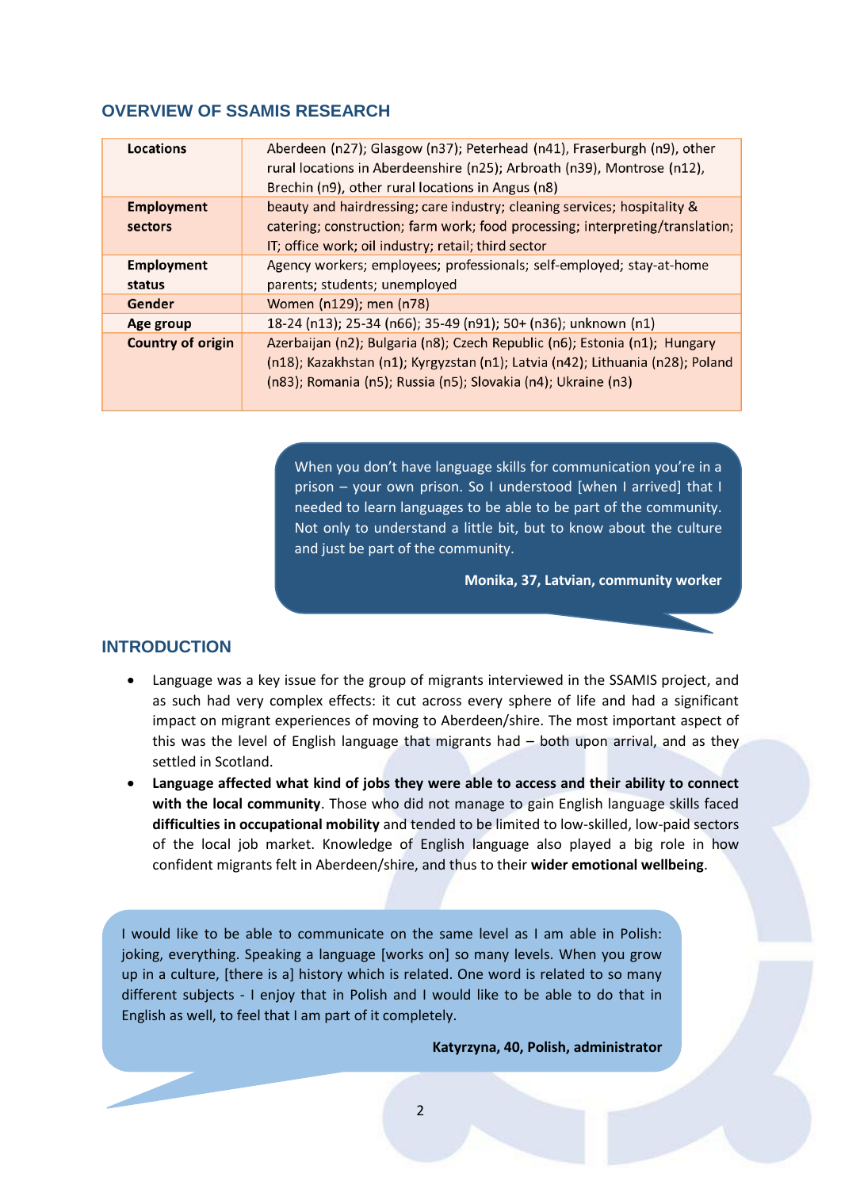## OVERVIEW OF SSAMIS RESEARCH

| | |
|---|---|
| **Locations** | Aberdeen (n27); Glasgow (n37); Peterhead (n41), Fraserburgh (n9), other rural locations in Aberdeenshire (n25); Arbroath (n39), Montrose (n12), Brechin (n9), other rural locations in Angus (n8) |
| **Employment sectors** | beauty and hairdressing; care industry; cleaning services; hospitality & catering; construction; farm work; food processing; interpreting/translation; IT; office work; oil industry; retail; third sector |
| **Employment status** | Agency workers; employees; professionals; self-employed; stay-at-home parents; students; unemployed |
| **Gender** | Women (n129); men (n78) |
| **Age group** | 18-24 (n13); 25-34 (n66); 35-49 (n91); 50+ (n36); unknown (n1) |
| **Country of origin** | Azerbaijan (n2); Bulgaria (n8); Czech Republic (n6); Estonia (n1); Hungary (n18); Kazakhstan (n1); Kyrgyzstan (n1); Latvia (n42); Lithuania (n28); Poland (n83); Romania (n5); Russia (n5); Slovakia (n4); Ukraine (n3) |

> When you don't have language skills for communication you're in a prison – your own prison. So I understood [when I arrived] that I needed to learn languages to be able to be part of the community. Not only to understand a little bit, but to know about the culture and just be part of the community.
>
> **Monika, 37, Latvian, community worker**

## INTRODUCTION

- Language was a key issue for the group of migrants interviewed in the SSAMIS project, and as such had very complex effects: it cut across every sphere of life and had a significant impact on migrant experiences of moving to Aberdeen/shire. The most important aspect of this was the level of English language that migrants had – both upon arrival, and as they settled in Scotland.
- **Language affected what kind of jobs they were able to access and their ability to connect with the local community**. Those who did not manage to gain English language skills faced **difficulties in occupational mobility** and tended to be limited to low-skilled, low-paid sectors of the local job market. Knowledge of English language also played a big role in how confident migrants felt in Aberdeen/shire, and thus to their **wider emotional wellbeing**.

> I would like to be able to communicate on the same level as I am able in Polish: joking, everything. Speaking a language [works on] so many levels. When you grow up in a culture, [there is a] history which is related. One word is related to so many different subjects - I enjoy that in Polish and I would like to be able to do that in English as well, to feel that I am part of it completely.
>
> **Katyrzyna, 40, Polish, administrator**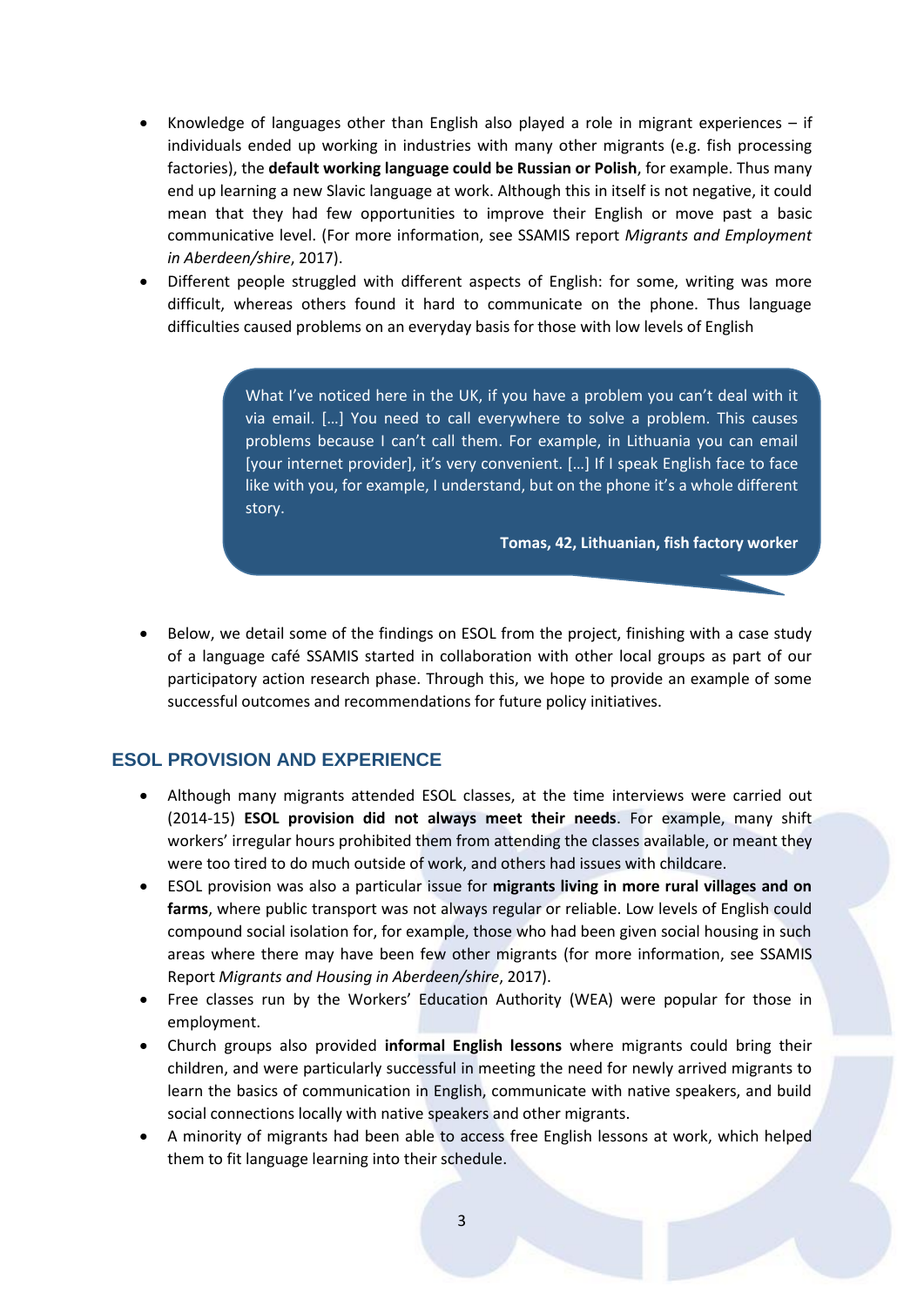- Knowledge of languages other than English also played a role in migrant experiences – if individuals ended up working in industries with many other migrants (e.g. fish processing factories), the **default working language could be Russian or Polish**, for example. Thus many end up learning a new Slavic language at work. Although this in itself is not negative, it could mean that they had few opportunities to improve their English or move past a basic communicative level. (For more information, see SSAMIS report *Migrants and Employment in Aberdeen/shire*, 2017).
- Different people struggled with different aspects of English: for some, writing was more difficult, whereas others found it hard to communicate on the phone. Thus language difficulties caused problems on an everyday basis for those with low levels of English

> What I've noticed here in the UK, if you have a problem you can't deal with it via email. […] You need to call everywhere to solve a problem. This causes problems because I can't call them. For example, in Lithuania you can email [your internet provider], it's very convenient. […] If I speak English face to face like with you, for example, I understand, but on the phone it's a whole different story.
>
> **Tomas, 42, Lithuanian, fish factory worker**

- Below, we detail some of the findings on ESOL from the project, finishing with a case study of a language café SSAMIS started in collaboration with other local groups as part of our participatory action research phase. Through this, we hope to provide an example of some successful outcomes and recommendations for future policy initiatives.

## ESOL PROVISION AND EXPERIENCE

- Although many migrants attended ESOL classes, at the time interviews were carried out (2014-15) **ESOL provision did not always meet their needs**. For example, many shift workers' irregular hours prohibited them from attending the classes available, or meant they were too tired to do much outside of work, and others had issues with childcare.
- ESOL provision was also a particular issue for **migrants living in more rural villages and on farms**, where public transport was not always regular or reliable. Low levels of English could compound social isolation for, for example, those who had been given social housing in such areas where there may have been few other migrants (for more information, see SSAMIS Report *Migrants and Housing in Aberdeen/shire*, 2017).
- Free classes run by the Workers' Education Authority (WEA) were popular for those in employment.
- Church groups also provided **informal English lessons** where migrants could bring their children, and were particularly successful in meeting the need for newly arrived migrants to learn the basics of communication in English, communicate with native speakers, and build social connections locally with native speakers and other migrants.
- A minority of migrants had been able to access free English lessons at work, which helped them to fit language learning into their schedule.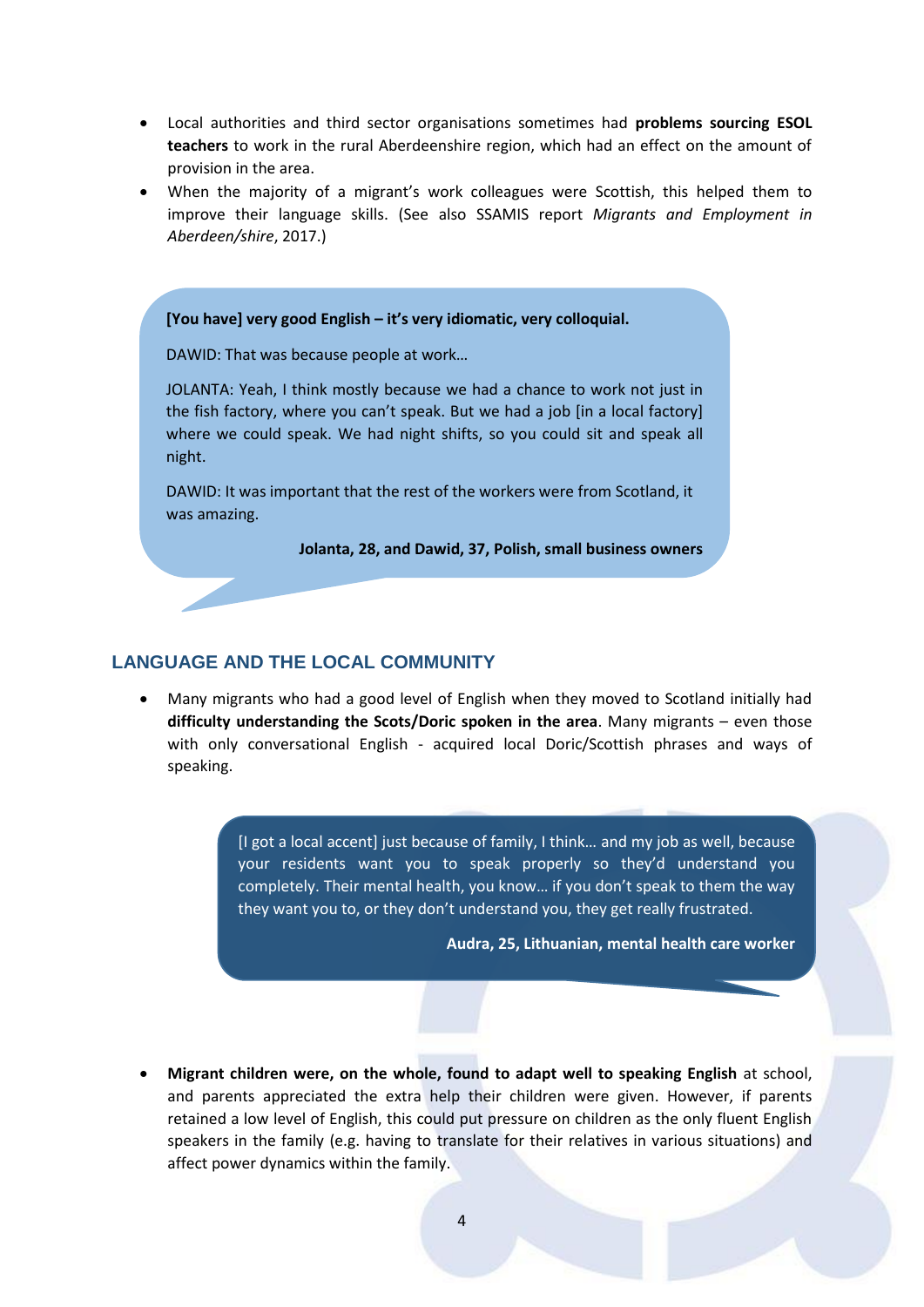- Local authorities and third sector organisations sometimes had **problems sourcing ESOL teachers** to work in the rural Aberdeenshire region, which had an effect on the amount of provision in the area.
- When the majority of a migrant's work colleagues were Scottish, this helped them to improve their language skills. (See also SSAMIS report *Migrants and Employment in Aberdeen/shire*, 2017.)

> **[You have] very good English – it's very idiomatic, very colloquial.**
>
> DAWID: That was because people at work…
>
> JOLANTA: Yeah, I think mostly because we had a chance to work not just in the fish factory, where you can't speak. But we had a job [in a local factory] where we could speak. We had night shifts, so you could sit and speak all night.
>
> DAWID: It was important that the rest of the workers were from Scotland, it was amazing.
>
> **Jolanta, 28, and Dawid, 37, Polish, small business owners**

## LANGUAGE AND THE LOCAL COMMUNITY

- Many migrants who had a good level of English when they moved to Scotland initially had **difficulty understanding the Scots/Doric spoken in the area**. Many migrants – even those with only conversational English - acquired local Doric/Scottish phrases and ways of speaking.

> [I got a local accent] just because of family, I think… and my job as well, because your residents want you to speak properly so they'd understand you completely. Their mental health, you know… if you don't speak to them the way they want you to, or they don't understand you, they get really frustrated.
>
> **Audra, 25, Lithuanian, mental health care worker**

- **Migrant children were, on the whole, found to adapt well to speaking English** at school, and parents appreciated the extra help their children were given. However, if parents retained a low level of English, this could put pressure on children as the only fluent English speakers in the family (e.g. having to translate for their relatives in various situations) and affect power dynamics within the family.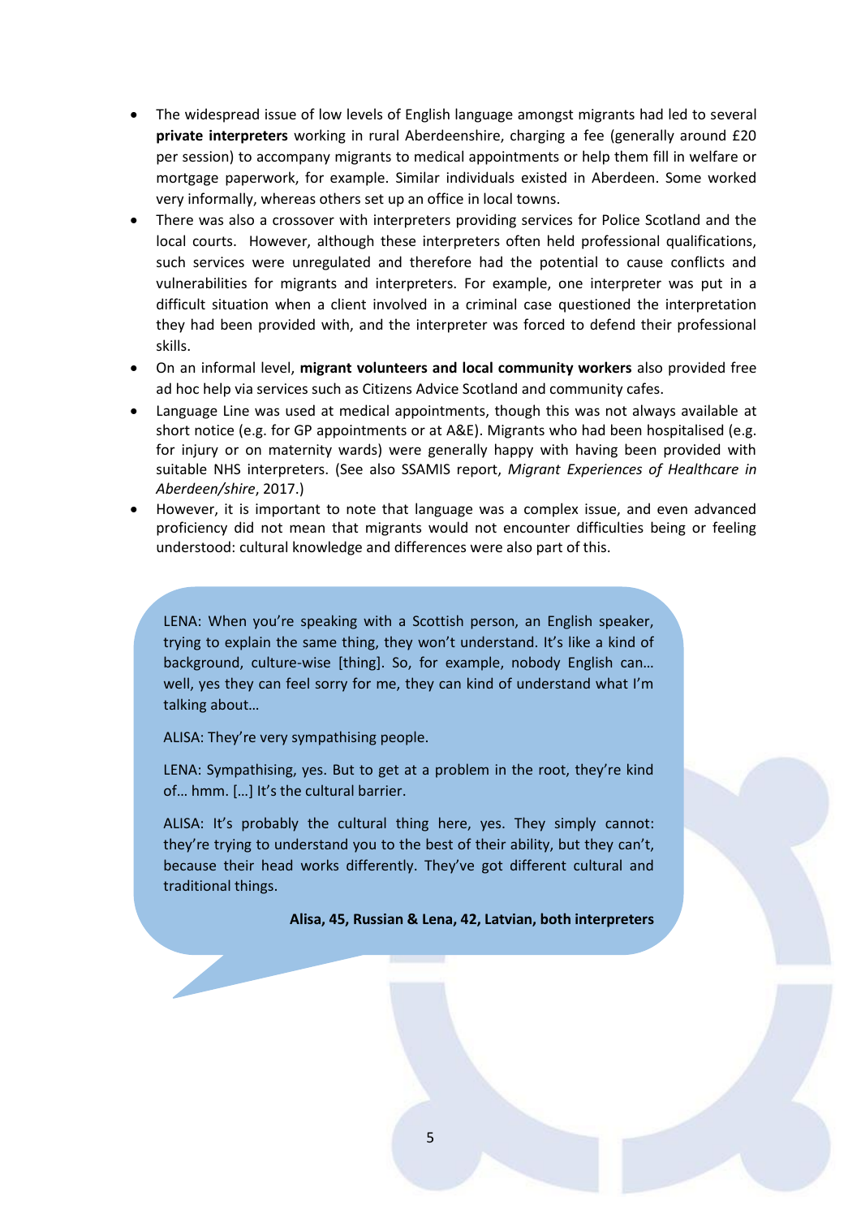- The widespread issue of low levels of English language amongst migrants had led to several **private interpreters** working in rural Aberdeenshire, charging a fee (generally around £20 per session) to accompany migrants to medical appointments or help them fill in welfare or mortgage paperwork, for example. Similar individuals existed in Aberdeen. Some worked very informally, whereas others set up an office in local towns.
- There was also a crossover with interpreters providing services for Police Scotland and the local courts. However, although these interpreters often held professional qualifications, such services were unregulated and therefore had the potential to cause conflicts and vulnerabilities for migrants and interpreters. For example, one interpreter was put in a difficult situation when a client involved in a criminal case questioned the interpretation they had been provided with, and the interpreter was forced to defend their professional skills.
- On an informal level, **migrant volunteers and local community workers** also provided free ad hoc help via services such as Citizens Advice Scotland and community cafes.
- Language Line was used at medical appointments, though this was not always available at short notice (e.g. for GP appointments or at A&E). Migrants who had been hospitalised (e.g. for injury or on maternity wards) were generally happy with having been provided with suitable NHS interpreters. (See also SSAMIS report, *Migrant Experiences of Healthcare in Aberdeen/shire*, 2017.)
- However, it is important to note that language was a complex issue, and even advanced proficiency did not mean that migrants would not encounter difficulties being or feeling understood: cultural knowledge and differences were also part of this.

> LENA: When you're speaking with a Scottish person, an English speaker, trying to explain the same thing, they won't understand. It's like a kind of background, culture-wise [thing]. So, for example, nobody English can… well, yes they can feel sorry for me, they can kind of understand what I'm talking about…
>
> ALISA: They're very sympathising people.
>
> LENA: Sympathising, yes. But to get at a problem in the root, they're kind of… hmm. […] It's the cultural barrier.
>
> ALISA: It's probably the cultural thing here, yes. They simply cannot: they're trying to understand you to the best of their ability, but they can't, because their head works differently. They've got different cultural and traditional things.
>
> **Alisa, 45, Russian & Lena, 42, Latvian, both interpreters**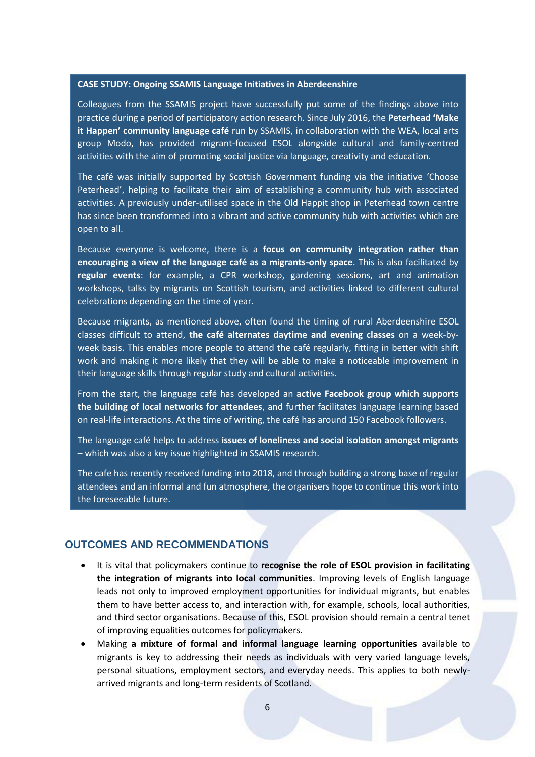**CASE STUDY: Ongoing SSAMIS Language Initiatives in Aberdeenshire**

Colleagues from the SSAMIS project have successfully put some of the findings above into practice during a period of participatory action research. Since July 2016, the **Peterhead 'Make it Happen' community language café** run by SSAMIS, in collaboration with the WEA, local arts group Modo, has provided migrant-focused ESOL alongside cultural and family-centred activities with the aim of promoting social justice via language, creativity and education.

The café was initially supported by Scottish Government funding via the initiative 'Choose Peterhead', helping to facilitate their aim of establishing a community hub with associated activities. A previously under-utilised space in the Old Happit shop in Peterhead town centre has since been transformed into a vibrant and active community hub with activities which are open to all.

Because everyone is welcome, there is a **focus on community integration rather than encouraging a view of the language café as a migrants-only space**. This is also facilitated by **regular events**: for example, a CPR workshop, gardening sessions, art and animation workshops, talks by migrants on Scottish tourism, and activities linked to different cultural celebrations depending on the time of year.

Because migrants, as mentioned above, often found the timing of rural Aberdeenshire ESOL classes difficult to attend, **the café alternates daytime and evening classes** on a week-by-week basis. This enables more people to attend the café regularly, fitting in better with shift work and making it more likely that they will be able to make a noticeable improvement in their language skills through regular study and cultural activities.

From the start, the language café has developed an **active Facebook group which supports the building of local networks for attendees**, and further facilitates language learning based on real-life interactions. At the time of writing, the café has around 150 Facebook followers.

The language café helps to address **issues of loneliness and social isolation amongst migrants** – which was also a key issue highlighted in SSAMIS research.

The cafe has recently received funding into 2018, and through building a strong base of regular attendees and an informal and fun atmosphere, the organisers hope to continue this work into the foreseeable future.

## OUTCOMES AND RECOMMENDATIONS

- It is vital that policymakers continue to **recognise the role of ESOL provision in facilitating the integration of migrants into local communities**. Improving levels of English language leads not only to improved employment opportunities for individual migrants, but enables them to have better access to, and interaction with, for example, schools, local authorities, and third sector organisations. Because of this, ESOL provision should remain a central tenet of improving equalities outcomes for policymakers.
- Making **a mixture of formal and informal language learning opportunities** available to migrants is key to addressing their needs as individuals with very varied language levels, personal situations, employment sectors, and everyday needs. This applies to both newly-arrived migrants and long-term residents of Scotland.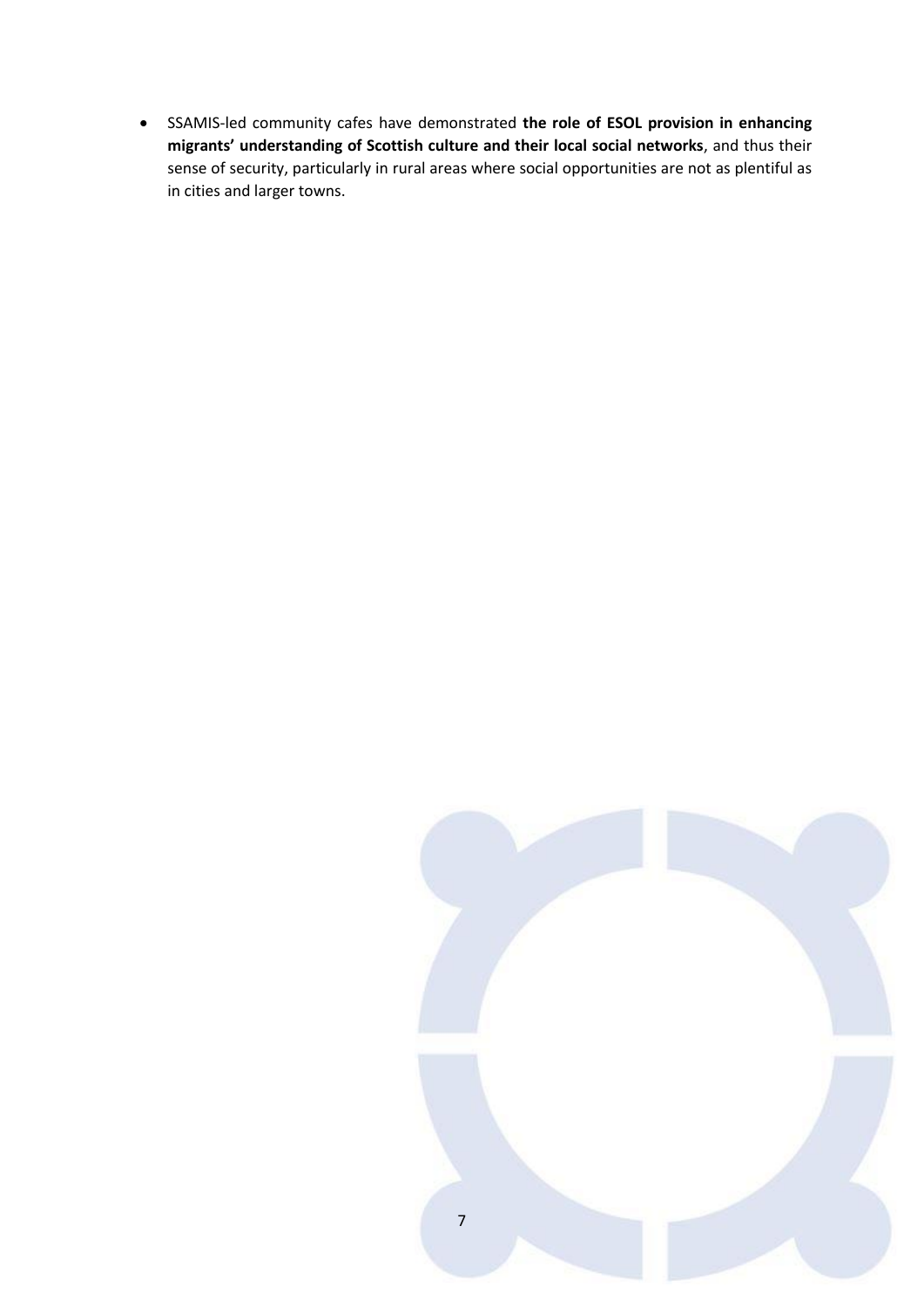- SSAMIS-led community cafes have demonstrated **the role of ESOL provision in enhancing migrants' understanding of Scottish culture and their local social networks**, and thus their sense of security, particularly in rural areas where social opportunities are not as plentiful as in cities and larger towns.